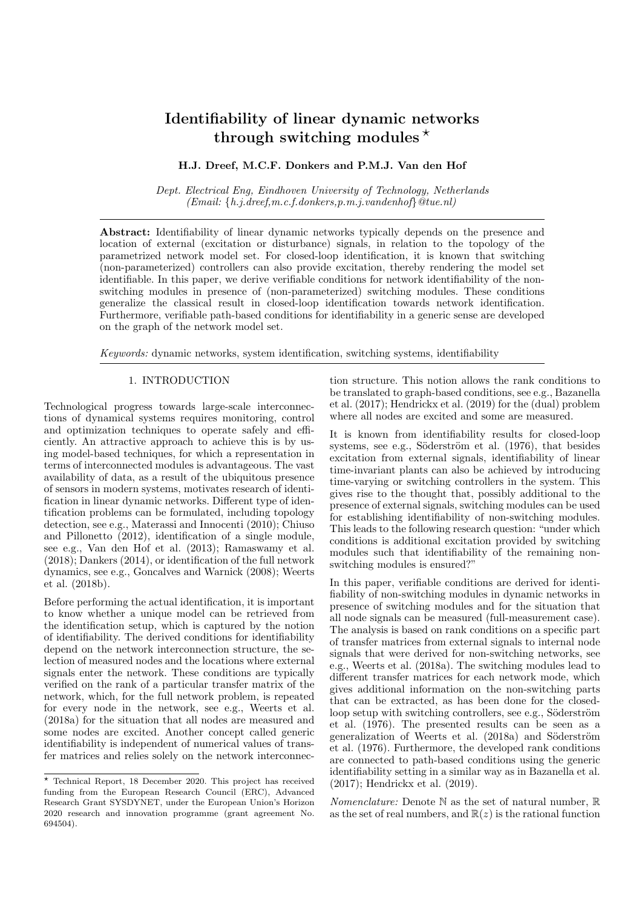# Identifiability of linear dynamic networks through switching modules ⋆

**H.J. Dreef, M.C.F. Donkers and P.M.J. Van den Hof**

*Dept. Electrical Eng, Eindhoven University of Technology, Netherlands (Email: {h.j.dreef,m.c.f.donkers,p.m.j.vandenhof}@tue.nl)*

**Abstract:** Identifiability of linear dynamic networks typically depends on the presence and location of external (excitation or disturbance) signals, in relation to the topology of the parametrized network model set. For closed-loop identification, it is known that switching (non-parameterized) controllers can also provide excitation, thereby rendering the model set identifiable. In this paper, we derive verifiable conditions for network identifiability of the non-switching modules in presence of (non-parameterized) switching modules. These conditions generalize the classical result in closed-loop identification towards network identification. Furthermore, verifiable path-based conditions for identifiability in a generic sense are developed on the graph of the network model set.

*Keywords:* dynamic networks, system identification, switching systems, identifiability

## 1. INTRODUCTION

Technological progress towards large-scale interconnections of dynamical systems requires monitoring, control and optimization techniques to operate safely and efficiently. An attractive approach to achieve this is by using model-based techniques, for which a representation in terms of interconnected modules is advantageous. The vast availability of data, as a result of the ubiquitous presence of sensors in modern systems, motivates research of identification in linear dynamic networks. Different type of identification problems can be formulated, including topology detection, see e.g., Materassi and Innocenti (2010); Chiuso and Pillonetto (2012), identification of a single module, see e.g., Van den Hof et al. (2013); Ramaswamy et al. (2018); Dankers (2014), or identification of the full network dynamics, see e.g., Goncalves and Warnick (2008); Weerts et al. (2018b).

Before performing the actual identification, it is important to know whether a unique model can be retrieved from the identification setup, which is captured by the notion of identifiability. The derived conditions for identifiability depend on the network interconnection structure, the selection of measured nodes and the locations where external signals enter the network. These conditions are typically verified on the rank of a particular transfer matrix of the network, which, for the full network problem, is repeated for every node in the network, see e.g., Weerts et al. (2018a) for the situation that all nodes are measured and some nodes are excited. Another concept called generic identifiability is independent of numerical values of transfer matrices and relies solely on the network interconnection structure. This notion allows the rank conditions to be translated to graph-based conditions, see e.g., Bazanella et al. (2017); Hendrickx et al. (2019) for the (dual) problem where all nodes are excited and some are measured.

It is known from identifiability results for closed-loop systems, see e.g., Söderström et al. (1976), that besides excitation from external signals, identifiability of linear time-invariant plants can also be achieved by introducing time-varying or switching controllers in the system. This gives rise to the thought that, possibly additional to the presence of external signals, switching modules can be used for establishing identifiability of non-switching modules. This leads to the following research question: "under which conditions is additional excitation provided by switching modules such that identifiability of the remaining non-switching modules is ensured?"

In this paper, verifiable conditions are derived for identifiability of non-switching modules in dynamic networks in presence of switching modules and for the situation that all node signals can be measured (full-measurement case). The analysis is based on rank conditions on a specific part of transfer matrices from external signals to internal node signals that were derived for non-switching networks, see e.g., Weerts et al. (2018a). The switching modules lead to different transfer matrices for each network mode, which gives additional information on the non-switching parts that can be extracted, as has been done for the closed-loop setup with switching controllers, see e.g., Söderström et al. (1976). The presented results can be seen as a generalization of Weerts et al. (2018a) and Söderström et al. (1976). Furthermore, the developed rank conditions are connected to path-based conditions using the generic identifiability setting in a similar way as in Bazanella et al. (2017); Hendrickx et al. (2019).

*Nomenclature:* Denote $\mathbb{N}$ as the set of natural number, $\mathbb{R}$ as the set of real numbers, and $\mathbb{R}(z)$ is the rational function

⋆ Technical Report, 18 December 2020. This project has received funding from the European Research Council (ERC), Advanced Research Grant SYSDYNET, under the European Union's Horizon 2020 research and innovation programme (grant agreement No. 694504).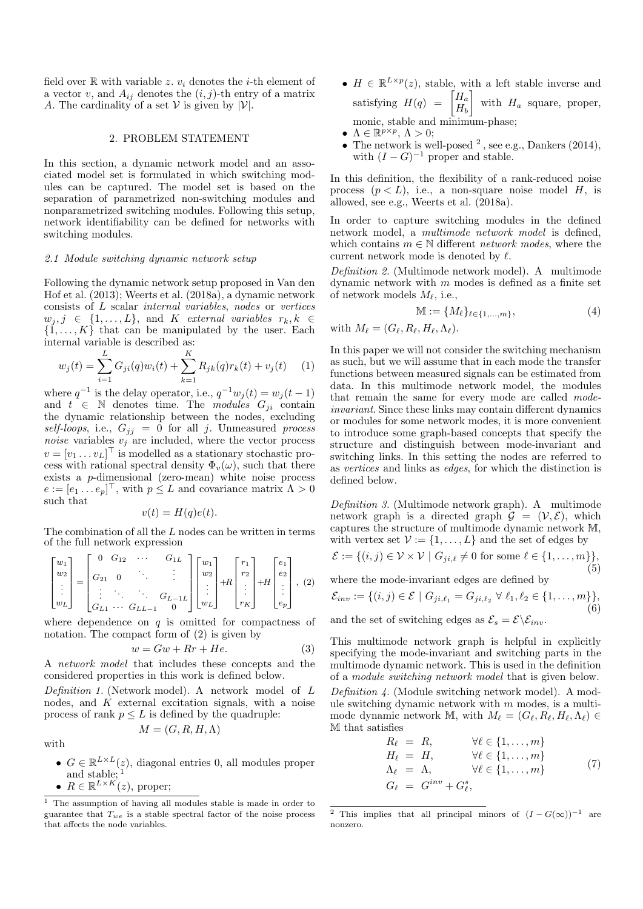field over $\mathbb{R}$ with variable $z$. $v_i$ denotes the $i$-th element of a vector $v$, and $A_{ij}$ denotes the $(i, j)$-th entry of a matrix $A$. The cardinality of a set $\mathcal{V}$ is given by $|\mathcal{V}|$.

## 2. PROBLEM STATEMENT

In this section, a dynamic network model and an associated model set is formulated in which switching modules can be captured. The model set is based on the separation of parametrized non-switching modules and nonparametrized switching modules. Following this setup, network identifiability can be defined for networks with switching modules.

### 2.1 Module switching dynamic network setup

Following the dynamic network setup proposed in Van den Hof et al. (2013); Weerts et al. (2018a), a dynamic network consists of $L$ scalar *internal variables*, *nodes* or *vertices* $w_j, j \in \{1, \ldots, L\}$, and $K$ *external variables* $r_k, k \in \{1, \ldots, K\}$ that can be manipulated by the user. Each internal variable is described as:

$$w_j(t) = \sum_{i=1}^{L} G_{ji}(q) w_i(t) + \sum_{k=1}^{K} R_{jk}(q) r_k(t) + v_j(t) \quad (1)$$

where $q^{-1}$ is the delay operator, i.e., $q^{-1} w_j(t) = w_j(t-1)$ and $t \in \mathbb{N}$ denotes time. The *modules* $G_{ji}$ contain the dynamic relationship between the nodes, excluding *self-loops*, i.e., $G_{jj} = 0$ for all $j$. Unmeasured *process noise* variables $v_j$ are included, where the vector process $v = [v_1 \ldots v_L]^\top$ is modelled as a stationary stochastic process with rational spectral density $\Phi_v(\omega)$, such that there exists a $p$-dimensional (zero-mean) white noise process $e := [e_1 \ldots e_p]^\top$, with $p \leq L$ and covariance matrix $\Lambda > 0$ such that

$$v(t) = H(q) e(t).$$

The combination of all the $L$ nodes can be written in terms of the full network expression

$$\begin{bmatrix} w_1 \\ w_2 \\ \vdots \\ w_L \end{bmatrix} = \begin{bmatrix} 0 & G_{12} & \cdots & G_{1L} \\ G_{21} & 0 & \ddots & \vdots \\ \vdots & \ddots & \ddots & G_{L-1L} \\ G_{L1} & \cdots & G_{LL-1} & 0 \end{bmatrix} \begin{bmatrix} w_1 \\ w_2 \\ \vdots \\ w_L \end{bmatrix} + R \begin{bmatrix} r_1 \\ r_2 \\ \vdots \\ r_K \end{bmatrix} + H \begin{bmatrix} e_1 \\ e_2 \\ \vdots \\ e_p \end{bmatrix}, \quad (2)$$

where dependence on $q$ is omitted for compactness of notation. The compact form of (2) is given by

$$w = Gw + Rr + He. \quad (3)$$

A *network model* that includes these concepts and the considered properties in this work is defined below.

*Definition 1.* (Network model). A network model of $L$ nodes, and $K$ external excitation signals, with a noise process of rank $p \leq L$ is defined by the quadruple:

$$M = (G, R, H, \Lambda)$$

with

- $G \in \mathbb{R}^{L \times L}(z)$, diagonal entries 0, all modules proper and stable; [1]
- $R \in \mathbb{R}^{L \times K}(z)$, proper;
- $H \in \mathbb{R}^{L \times p}(z)$, stable, with a left stable inverse and satisfying $H(q) = \begin{bmatrix} H_a \\ H_b \end{bmatrix}$ with $H_a$ square, proper, monic, stable and minimum-phase;
- $\Lambda \in \mathbb{R}^{p \times p}$, $\Lambda > 0$;
- The network is well-posed [2], see e.g., Dankers (2014), with $(I - G)^{-1}$ proper and stable.

In this definition, the flexibility of a rank-reduced noise process $(p < L)$, i.e., a non-square noise model $H$, is allowed, see e.g., Weerts et al. (2018a).

In order to capture switching modules in the defined network model, a *multimode network model* is defined, which contains $m \in \mathbb{N}$ different *network modes*, where the current network mode is denoted by $\ell$.

*Definition 2.* (Multimode network model). A multimode dynamic network with $m$ modes is defined as a finite set of network models $M_\ell$, i.e.,

$$\mathbb{M} := \{M_\ell\}_{\ell \in \{1, \ldots, m\}}, \quad (4)$$

with $M_\ell = (G_\ell, R_\ell, H_\ell, \Lambda_\ell)$.

In this paper we will not consider the switching mechanism as such, but we will assume that in each mode the transfer functions between measured signals can be estimated from data. In this multimode network model, the modules that remain the same for every mode are called *mode-invariant*. Since these links may contain different dynamics or modules for some network modes, it is more convenient to introduce some graph-based concepts that specify the structure and distinguish between mode-invariant and switching links. In this setting the nodes are referred to as *vertices* and links as *edges*, for which the distinction is defined below.

*Definition 3.* (Multimode network graph). A multimode network graph is a directed graph $\mathcal{G} = (\mathcal{V}, \mathcal{E})$, which captures the structure of multimode dynamic network $\mathbb{M}$, with vertex set $\mathcal{V} := \{1, \ldots, L\}$ and the set of edges by

$$\mathcal{E} := \{(i, j) \in \mathcal{V} \times \mathcal{V} \mid G_{ji,\ell} \neq 0 \text{ for some } \ell \in \{1, \ldots, m\}\}, \quad (5)$$

where the mode-invariant edges are defined by

$$\mathcal{E}_{inv} := \{(i, j) \in \mathcal{E} \mid G_{ji,\ell_1} = G_{ji,\ell_2} \ \forall \ \ell_1, \ell_2 \in \{1, \ldots, m\}\}, \quad (6)$$

and the set of switching edges as $\mathcal{E}_s = \mathcal{E} \backslash \mathcal{E}_{inv}$.

This multimode network graph is helpful in explicitly specifying the mode-invariant and switching parts in the multimode dynamic network. This is used in the definition of a *module switching network model* that is given below.

*Definition 4.* (Module switching network model). A module switching dynamic network with $m$ modes, is a multimode dynamic network $\mathbb{M}$, with $M_\ell = (G_\ell, R_\ell, H_\ell, \Lambda_\ell) \in \mathbb{M}$ that satisfies

$$\begin{aligned} R_\ell &= R, & \forall \ell \in \{1, \ldots, m\} \\ H_\ell &= H, & \forall \ell \in \{1, \ldots, m\} \\ \Lambda_\ell &= \Lambda, & \forall \ell \in \{1, \ldots, m\} \\ G_\ell &= G^{inv} + G_\ell^s, & \end{aligned} \quad (7)$$

[1] The assumption of having all modules stable is made in order to guarantee that $T_{we}$ is a stable spectral factor of the noise process that affects the node variables.

[2] This implies that all principal minors of $(I - G(\infty))^{-1}$ are nonzero.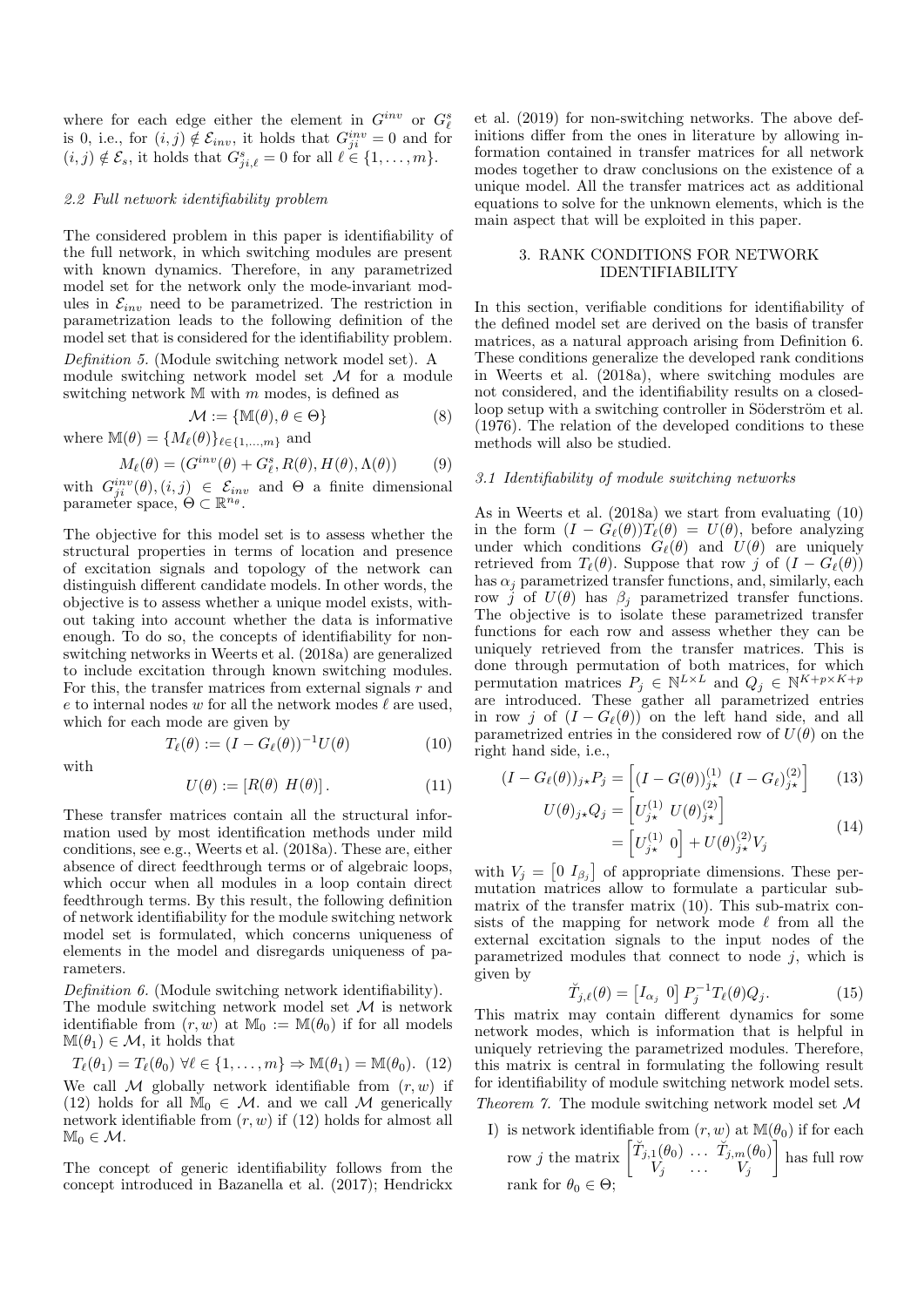where for each edge either the element in $G^{inv}$ or $G^s_\ell$ is 0, i.e., for $(i,j) \notin \mathcal{E}_{inv}$, it holds that $G^{inv}_{ji} = 0$ and for $(i,j) \notin \mathcal{E}_s$, it holds that $G^s_{ji,\ell} = 0$ for all $\ell \in \{1, \dots, m\}$.

### 2.2 Full network identifiability problem

The considered problem in this paper is identifiability of the full network, in which switching modules are present with known dynamics. Therefore, in any parametrized model set for the network only the mode-invariant modules in $\mathcal{E}_{inv}$ need to be parametrized. The restriction in parametrization leads to the following definition of the model set that is considered for the identifiability problem.

*Definition 5.* (Module switching network model set). A module switching network model set $\mathcal{M}$ for a module switching network $\mathbb{M}$ with $m$ modes, is defined as

$$\mathcal{M} := \{\mathbb{M}(\theta), \theta \in \Theta\} \tag{8}$$

where $\mathbb{M}(\theta) = \{M_\ell(\theta)\}_{\ell \in \{1,\dots,m\}}$ and

$$M_\ell(\theta) = (G^{inv}(\theta) + G^s_\ell, R(\theta), H(\theta), \Lambda(\theta)) \tag{9}$$

with $G^{inv}_{ji}(\theta), (i,j) \in \mathcal{E}_{inv}$ and $\Theta$ a finite dimensional parameter space, $\Theta \subset \mathbb{R}^{n_\theta}$.

The objective for this model set is to assess whether the structural properties in terms of location and presence of excitation signals and topology of the network can distinguish different candidate models. In other words, the objective is to assess whether a unique model exists, without taking into account whether the data is informative enough. To do so, the concepts of identifiability for non-switching networks in Weerts et al. (2018a) are generalized to include excitation through known switching modules. For this, the transfer matrices from external signals $r$ and $e$ to internal nodes $w$ for all the network modes $\ell$ are used, which for each mode are given by

$$T_\ell(\theta) := (I - G_\ell(\theta))^{-1} U(\theta) \tag{10}$$

with

$$U(\theta) := [R(\theta) \ H(\theta)]. \tag{11}$$

These transfer matrices contain all the structural information used by most identification methods under mild conditions, see e.g., Weerts et al. (2018a). These are, either absence of direct feedthrough terms or of algebraic loops, which occur when all modules in a loop contain direct feedthrough terms. By this result, the following definition of network identifiability for the module switching network model set is formulated, which concerns uniqueness of elements in the model and disregards uniqueness of parameters.

*Definition 6.* (Module switching network identifiability). The module switching network model set $\mathcal{M}$ is network identifiable from $(r, w)$ at $\mathbb{M}_0 := \mathbb{M}(\theta_0)$ if for all models $\mathbb{M}(\theta_1) \in \mathcal{M}$, it holds that

$$T_\ell(\theta_1) = T_\ell(\theta_0) \ \forall \ell \in \{1, \dots, m\} \Rightarrow \mathbb{M}(\theta_1) = \mathbb{M}(\theta_0). \tag{12}$$

We call $\mathcal{M}$ globally network identifiable from $(r, w)$ if (12) holds for all $\mathbb{M}_0 \in \mathcal{M}$. and we call $\mathcal{M}$ generically network identifiable from $(r, w)$ if (12) holds for almost all $\mathbb{M}_0 \in \mathcal{M}$.

The concept of generic identifiability follows from the concept introduced in Bazanella et al. (2017); Hendrickx et al. (2019) for non-switching networks. The above definitions differ from the ones in literature by allowing information contained in transfer matrices for all network modes together to draw conclusions on the existence of a unique model. All the transfer matrices act as additional equations to solve for the unknown elements, which is the main aspect that will be exploited in this paper.

## 3. RANK CONDITIONS FOR NETWORK IDENTIFIABILITY

In this section, verifiable conditions for identifiability of the defined model set are derived on the basis of transfer matrices, as a natural approach arising from Definition 6. These conditions generalize the developed rank conditions in Weerts et al. (2018a), where switching modules are not considered, and the identifiability results on a closed-loop setup with a switching controller in Söderström et al. (1976). The relation of the developed conditions to these methods will also be studied.

### 3.1 Identifiability of module switching networks

As in Weerts et al. (2018a) we start from evaluating (10) in the form $(I - G_\ell(\theta))T_\ell(\theta) = U(\theta)$, before analyzing under which conditions $G_\ell(\theta)$ and $U(\theta)$ are uniquely retrieved from $T_\ell(\theta)$. Suppose that row $j$ of $(I - G_\ell(\theta))$ has $\alpha_j$ parametrized transfer functions, and, similarly, each row $j$ of $U(\theta)$ has $\beta_j$ parametrized transfer functions. The objective is to isolate these parametrized transfer functions for each row and assess whether they can be uniquely retrieved from the transfer matrices. This is done through permutation of both matrices, for which permutation matrices $P_j \in \mathbb{N}^{L \times L}$ and $Q_j \in \mathbb{N}^{K+p \times K+p}$ are introduced. These gather all parametrized entries in row $j$ of $(I - G_\ell(\theta))$ on the left hand side, and all parametrized entries in the considered row of $U(\theta)$ on the right hand side, i.e.,

$$(I - G_\ell(\theta))_{j\star} P_j = \left[(I - G(\theta))^{(1)}_{j\star} \ (I - G_\ell)^{(2)}_{j\star}\right] \tag{13}$$

$$\begin{aligned} U(\theta)_{j\star} Q_j &= \left[U^{(1)}_{j\star} \ U(\theta)^{(2)}_{j\star}\right] \\ &= \left[U^{(1)}_{j\star} \ 0\right] + U(\theta)^{(2)}_{j\star} V_j \end{aligned} \tag{14}$$

with $V_j = \left[0 \ I_{\beta_j}\right]$ of appropriate dimensions. These permutation matrices allow to formulate a particular submatrix of the transfer matrix (10). This sub-matrix consists of the mapping for network mode $\ell$ from all the external excitation signals to the input nodes of the parametrized modules that connect to node $j$, which is given by

$$\breve{T}_{j,\ell}(\theta) = \left[I_{\alpha_j} \ 0\right] P_j^{-1} T_\ell(\theta) Q_j. \tag{15}$$

This matrix may contain different dynamics for some network modes, which is information that is helpful in uniquely retrieving the parametrized modules. Therefore, this matrix is central in formulating the following result for identifiability of module switching network model sets.

*Theorem 7.* The module switching network model set $\mathcal{M}$

I) is network identifiable from $(r, w)$ at $\mathbb{M}(\theta_0)$ if for each row $j$ the matrix $\begin{bmatrix} \breve{T}_{j,1}(\theta_0) & \dots & \breve{T}_{j,m}(\theta_0) \\ V_j & \dots & V_j \end{bmatrix}$ has full row rank for $\theta_0 \in \Theta$;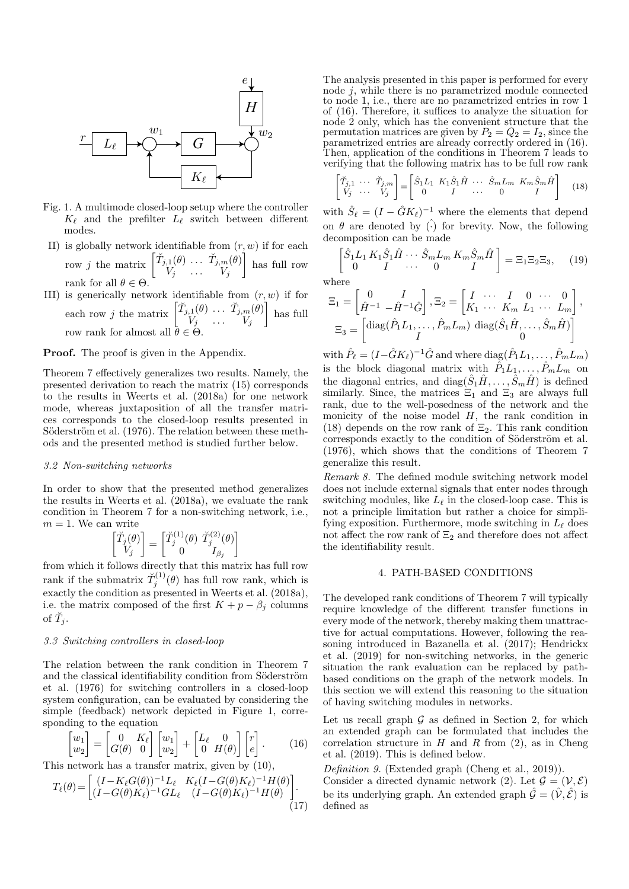Fig. 1. A multimode closed-loop setup where the controller $K_\ell$ and the prefilter $L_\ell$ switch between different modes.

II) is globally network identifiable from $(r, w)$ if for each row $j$ the matrix $\begin{bmatrix} \breve{T}_{j,1}(\theta) & \dots & \breve{T}_{j,m}(\theta) \\ V_j & \dots & V_j \end{bmatrix}$ has full row rank for all $\theta \in \Theta$.

III) is generically network identifiable from $(r, w)$ if for each row $j$ the matrix $\begin{bmatrix} \breve{T}_{j,1}(\theta) & \dots & \breve{T}_{j,m}(\theta) \\ V_j & \dots & V_j \end{bmatrix}$ has full row rank for almost all $\theta \in \Theta$.

**Proof.** The proof is given in the Appendix.

Theorem 7 effectively generalizes two results. Namely, the presented derivation to reach the matrix (15) corresponds to the results in Weerts et al. (2018a) for one network mode, whereas juxtaposition of all the transfer matrices corresponds to the closed-loop results presented in Söderström et al. (1976). The relation between these methods and the presented method is studied further below.

### 3.2 Non-switching networks

In order to show that the presented method generalizes the results in Weerts et al. (2018a), we evaluate the rank condition in Theorem 7 for a non-switching network, i.e., $m = 1$. We can write

$$\begin{bmatrix} \breve{T}_j(\theta) \\ V_j \end{bmatrix} = \begin{bmatrix} \breve{T}_j^{(1)}(\theta) & \breve{T}_j^{(2)}(\theta) \\ 0 & I_{\beta_j} \end{bmatrix}$$

from which it follows directly that this matrix has full row rank if the submatrix $\breve{T}_j^{(1)}(\theta)$ has full row rank, which is exactly the condition as presented in Weerts et al. (2018a), i.e. the matrix composed of the first $K + p - \beta_j$ columns of $\breve{T}_j$.

### 3.3 Switching controllers in closed-loop

The relation between the rank condition in Theorem 7 and the classical identifiability condition from Söderström et al. (1976) for switching controllers in a closed-loop system configuration, can be evaluated by considering the simple (feedback) network depicted in Figure 1, corresponding to the equation

$$\begin{bmatrix} w_1 \\ w_2 \end{bmatrix} = \begin{bmatrix} 0 & K_\ell \\ G(\theta) & 0 \end{bmatrix} \begin{bmatrix} w_1 \\ w_2 \end{bmatrix} + \begin{bmatrix} L_\ell & 0 \\ 0 & H(\theta) \end{bmatrix} \begin{bmatrix} r \\ e \end{bmatrix}. \qquad (16)$$

This network has a transfer matrix, given by (10),

$$T_\ell(\theta) = \begin{bmatrix} (I - K_\ell G(\theta))^{-1} L_\ell & K_\ell (I - G(\theta) K_\ell)^{-1} H(\theta) \\ (I - G(\theta) K_\ell)^{-1} G L_\ell & (I - G(\theta) K_\ell)^{-1} H(\theta) \end{bmatrix}. \qquad (17)$$

The analysis presented in this paper is performed for every node $j$, while there is no parametrized module connected to node 1, i.e., there are no parametrized entries in row 1 of (16). Therefore, it suffices to analyze the situation for node 2 only, which has the convenient structure that the permutation matrices are given by $P_2 = Q_2 = I_2$, since the parametrized entries are already correctly ordered in (16). Then, application of the conditions in Theorem 7 leads to verifying that the following matrix has to be full row rank

$$\begin{bmatrix} \breve{T}_{j,1} & \cdots & \breve{T}_{j,m} \\ V_j & \cdots & V_j \end{bmatrix} = \begin{bmatrix} \hat{S}_1 L_1 & K_1 \hat{S}_1 \hat{H} & \cdots & \hat{S}_m L_m & K_m \hat{S}_m \hat{H} \\ 0 & I & \cdots & 0 & I \end{bmatrix} \qquad (18)$$

with $\hat{S}_\ell = (I - \hat{G} K_\ell)^{-1}$ where the elements that depend on $\theta$ are denoted by $\hat{(\cdot)}$ for brevity. Now, the following decomposition can be made

$$\begin{bmatrix} \hat{S}_1 L_1 & K_1 \hat{S}_1 \hat{H} & \cdots & \hat{S}_m L_m & K_m \hat{S}_m \hat{H} \\ 0 & I & \cdots & 0 & I \end{bmatrix} = \Xi_1 \Xi_2 \Xi_3, \qquad (19)$$

where

$$\Xi_1 = \begin{bmatrix} 0 & I \\ \hat{H}^{-1} & -\hat{H}^{-1}\hat{G} \end{bmatrix}, \Xi_2 = \begin{bmatrix} I & \cdots & I & 0 & \cdots & 0 \\ K_1 & \cdots & K_m & L_1 & \cdots & L_m \end{bmatrix},$$

$$\Xi_3 = \begin{bmatrix} \mathrm{diag}(\hat{P}_1 L_1, \dots, \hat{P}_m L_m) & \mathrm{diag}(\hat{S}_1 \hat{H}, \dots, \hat{S}_m \hat{H}) \\ I & 0 \end{bmatrix}$$

with $\hat{P}_\ell = (I - \hat{G} K_\ell)^{-1} \hat{G}$ and where $\mathrm{diag}(\hat{P}_1 L_1, \dots, \hat{P}_m L_m)$ is the block diagonal matrix with $\hat{P}_1 L_1, \dots, \hat{P}_m L_m$ on the diagonal entries, and $\mathrm{diag}(\hat{S}_1 \hat{H}, \dots, \hat{S}_m \hat{H})$ is defined similarly. Since, the matrices $\Xi_1$ and $\Xi_3$ are always full rank, due to the well-posedness of the network and the monicity of the noise model $H$, the rank condition in (18) depends on the row rank of $\Xi_2$. This rank condition corresponds exactly to the condition of Söderström et al. (1976), which shows that the conditions of Theorem 7 generalize this result.

*Remark 8.* The defined module switching network model does not include external signals that enter nodes through switching modules, like $L_\ell$ in the closed-loop case. This is not a principle limitation but rather a choice for simplifying exposition. Furthermore, mode switching in $L_\ell$ does not affect the row rank of $\Xi_2$ and therefore does not affect the identifiability result.

## 4. PATH-BASED CONDITIONS

The developed rank conditions of Theorem 7 will typically require knowledge of the different transfer functions in every mode of the network, thereby making them unattractive for actual computations. However, following the reasoning introduced in Bazanella et al. (2017); Hendrickx et al. (2019) for non-switching networks, in the generic situation the rank evaluation can be replaced by path-based conditions on the graph of the network models. In this section we will extend this reasoning to the situation of having switching modules in networks.

Let us recall graph $\mathcal{G}$ as defined in Section 2, for which an extended graph can be formulated that includes the correlation structure in $H$ and $R$ from (2), as in Cheng et al. (2019). This is defined below.

*Definition 9.* (Extended graph (Cheng et al., 2019)). Consider a directed dynamic network (2). Let $\mathcal{G} = (\mathcal{V}, \mathcal{E})$ be its underlying graph. An extended graph $\hat{\mathcal{G}} = (\hat{\mathcal{V}}, \hat{\mathcal{E}})$ is defined as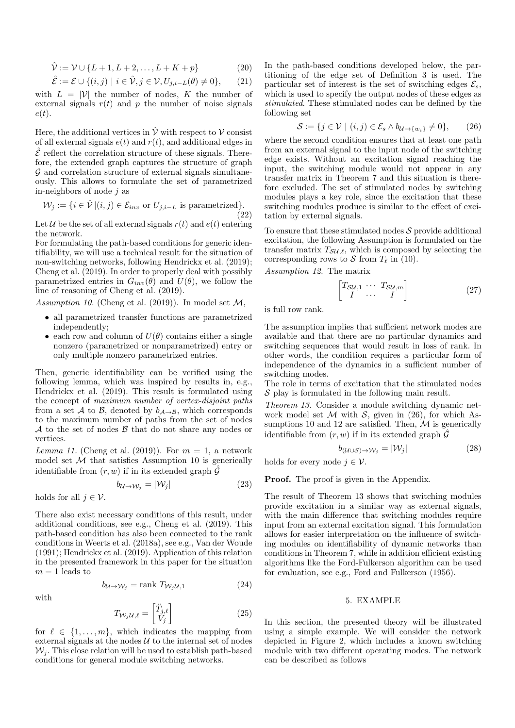$$\hat{\mathcal{V}} := \mathcal{V} \cup \{L+1, L+2, \ldots, L+K+p\} \tag{20}$$

$$\hat{\mathcal{E}} := \mathcal{E} \cup \{(i,j) \mid i \in \hat{\mathcal{V}}, j \in \mathcal{V}, U_{j,i-L}(\theta) \neq 0\}, \tag{21}$$

with $L = |\mathcal{V}|$ the number of nodes, $K$ the number of external signals $r(t)$ and $p$ the number of noise signals $e(t)$.

Here, the additional vertices in $\hat{\mathcal{V}}$ with respect to $\mathcal{V}$ consist of all external signals $e(t)$ and $r(t)$, and additional edges in $\hat{\mathcal{E}}$ reflect the correlation structure of these signals. Therefore, the extended graph captures the structure of graph $\mathcal{G}$ and correlation structure of external signals simultaneously. This allows to formulate the set of parametrized in-neighbors of node $j$ as

$$\mathcal{W}_j := \{i \in \hat{\mathcal{V}} \,|\, (i,j) \in \mathcal{E}_{inv} \text{ or } U_{j,i-L} \text{ is parametrized}\}. \tag{22}$$

Let $\mathcal{U}$ be the set of all external signals $r(t)$ and $e(t)$ entering the network.

For formulating the path-based conditions for generic identifiability, we will use a technical result for the situation of non-switching networks, following Hendrickx et al. (2019); Cheng et al. (2019). In order to properly deal with possibly parametrized entries in $G_{inv}(\theta)$ and $U(\theta)$, we follow the line of reasoning of Cheng et al. (2019).

*Assumption 10.* (Cheng et al. (2019)). In model set $\mathcal{M}$,

- all parametrized transfer functions are parametrized independently;
- each row and column of $U(\theta)$ contains either a single nonzero (parametrized or nonparametrized) entry or only multiple nonzero parametrized entries.

Then, generic identifiability can be verified using the following lemma, which was inspired by results in, e.g., Hendrickx et al. (2019). This result is formulated using the concept of *maximum number of vertex-disjoint paths* from a set $\mathcal{A}$ to $\mathcal{B}$, denoted by $b_{\mathcal{A}\to\mathcal{B}}$, which corresponds to the maximum number of paths from the set of nodes $\mathcal{A}$ to the set of nodes $\mathcal{B}$ that do not share any nodes or vertices.

*Lemma 11.* (Cheng et al. (2019)). For $m = 1$, a network model set $\mathcal{M}$ that satisfies Assumption 10 is generically identifiable from $(r, w)$ if in its extended graph $\hat{\mathcal{G}}$

$$b_{\mathcal{U}\to\mathcal{W}_j} = |\mathcal{W}_j| \tag{23}$$

holds for all $j \in \mathcal{V}$.

There also exist necessary conditions of this result, under additional conditions, see e.g., Cheng et al. (2019). This path-based condition has also been connected to the rank conditions in Weerts et al. (2018a), see e.g., Van der Woude (1991); Hendrickx et al. (2019). Application of this relation in the presented framework in this paper for the situation $m = 1$ leads to

$$b_{\mathcal{U}\to\mathcal{W}_j} = \text{rank } T_{\mathcal{W}_j\mathcal{U},1} \tag{24}$$

with

$$T_{\mathcal{W}_j\mathcal{U},\ell} = \begin{bmatrix} \breve{T}_{j,\ell} \\ \breve{V}_j \end{bmatrix} \tag{25}$$

for $\ell \in \{1, \ldots, m\}$, which indicates the mapping from external signals at the nodes $\mathcal{U}$ to the internal set of nodes $\mathcal{W}_j$. This close relation will be used to establish path-based conditions for general module switching networks.

In the path-based conditions developed below, the partitioning of the edge set of Definition 3 is used. The particular set of interest is the set of switching edges $\mathcal{E}_s$, which is used to specify the output nodes of these edges as *stimulated*. These stimulated nodes can be defined by the following set

$$\mathcal{S} := \{j \in \mathcal{V} \mid (i,j) \in \mathcal{E}_s \wedge b_{\mathcal{U}\to\{w_i\}} \neq 0\}, \tag{26}$$

where the second condition ensures that at least one path from an external signal to the input node of the switching edge exists. Without an excitation signal reaching the input, the switching module would not appear in any transfer matrix in Theorem 7 and this situation is therefore excluded. The set of stimulated nodes by switching modules plays a key role, since the excitation that these switching modules produce is similar to the effect of excitation by external signals.

To ensure that these stimulated nodes $\mathcal{S}$ provide additional excitation, the following Assumption is formulated on the transfer matrix $T_{\mathcal{SU},\ell}$, which is composed by selecting the corresponding rows to $\mathcal{S}$ from $T_\ell$ in (10).

*Assumption 12.* The matrix

$$\begin{bmatrix} T_{\mathcal{SU},1} & \cdots & T_{\mathcal{SU},m} \\ I & \cdots & I \end{bmatrix} \tag{27}$$

is full row rank.

The assumption implies that sufficient network modes are available and that there are no particular dynamics and switching sequences that would result in loss of rank. In other words, the condition requires a particular form of independence of the dynamics in a sufficient number of switching modes.

The role in terms of excitation that the stimulated nodes $\mathcal{S}$ play is formulated in the following main result.

*Theorem 13.* Consider a module switching dynamic network model set $\mathcal{M}$ with $\mathcal{S}$, given in (26), for which Assumptions 10 and 12 are satisfied. Then, $\mathcal{M}$ is generically identifiable from $(r, w)$ if in its extended graph $\hat{\mathcal{G}}$

$$b_{(\mathcal{U}\cup\mathcal{S})\to\mathcal{W}_j} = |\mathcal{W}_j| \tag{28}$$

holds for every node $j \in \mathcal{V}$.

**Proof.** The proof is given in the Appendix.

The result of Theorem 13 shows that switching modules provide excitation in a similar way as external signals, with the main difference that switching modules require input from an external excitation signal. This formulation allows for easier interpretation on the influence of switching modules on identifiability of dynamic networks than conditions in Theorem 7, while in addition efficient existing algorithms like the Ford-Fulkerson algorithm can be used for evaluation, see e.g., Ford and Fulkerson (1956).

## 5. EXAMPLE

In this section, the presented theory will be illustrated using a simple example. We will consider the network depicted in Figure 2, which includes a known switching module with two different operating modes. The network can be described as follows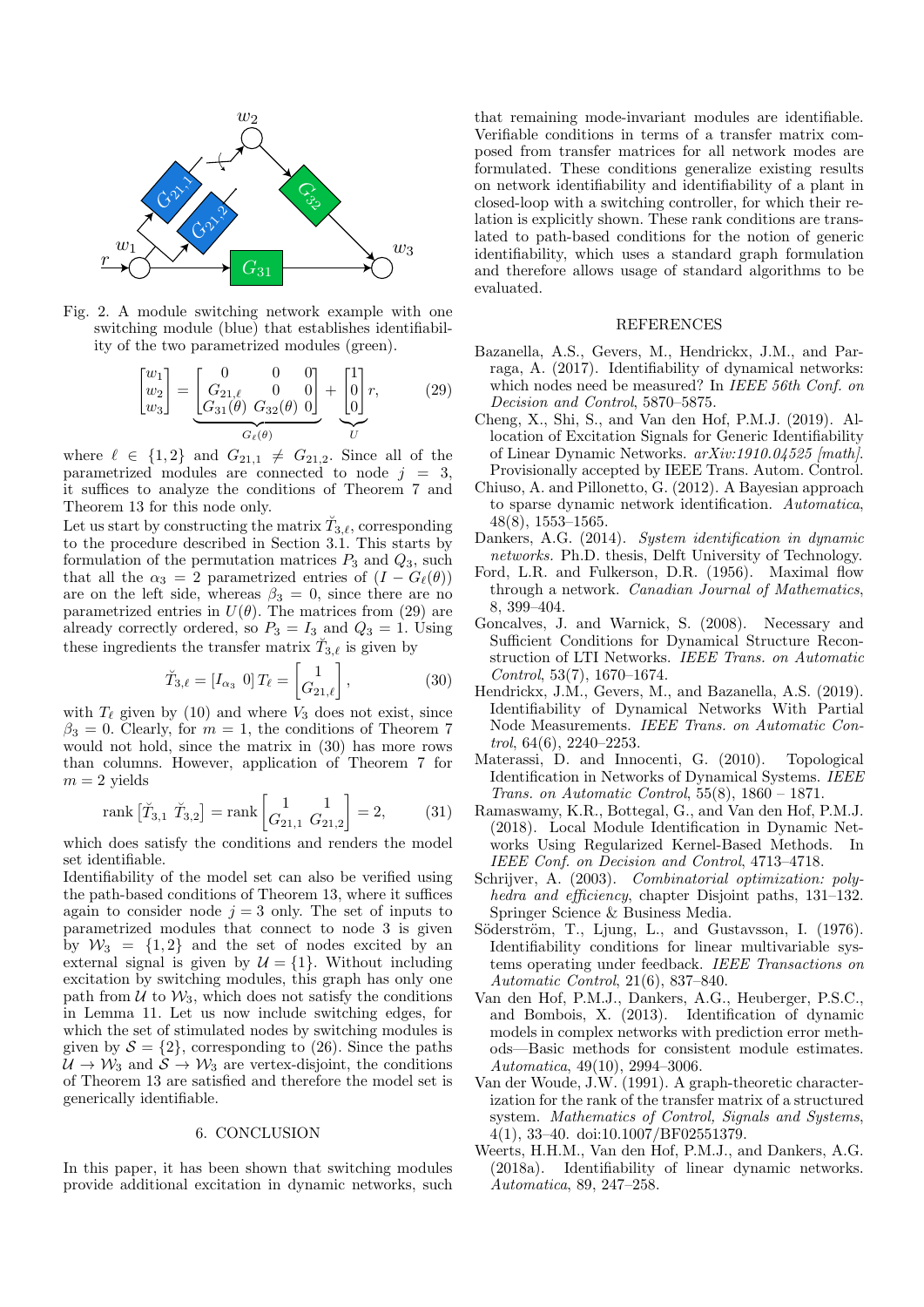Fig. 2. A module switching network example with one switching module (blue) that establishes identifiability of the two parametrized modules (green).

$$\begin{bmatrix} w_1 \\ w_2 \\ w_3 \end{bmatrix} = \underbrace{\begin{bmatrix} 0 & 0 & 0 \\ G_{21,\ell} & 0 & 0 \\ G_{31}(\theta) & G_{32}(\theta) & 0 \end{bmatrix}}_{G_\ell(\theta)} + \underbrace{\begin{bmatrix} 1 \\ 0 \\ 0 \end{bmatrix}}_{U} r, \tag{29}$$

where $\ell \in \{1,2\}$ and $G_{21,1} \neq G_{21,2}$. Since all of the parametrized modules are connected to node $j = 3$, it suffices to analyze the conditions of Theorem 7 and Theorem 13 for this node only.

Let us start by constructing the matrix $\breve{T}_{3,\ell}$, corresponding to the procedure described in Section 3.1. This starts by formulation of the permutation matrices $P_3$ and $Q_3$, such that all the $\alpha_3 = 2$ parametrized entries of $(I - G_\ell(\theta))$ are on the left side, whereas $\beta_3 = 0$, since there are no parametrized entries in $U(\theta)$. The matrices from (29) are already correctly ordered, so $P_3 = I_3$ and $Q_3 = 1$. Using these ingredients the transfer matrix $\breve{T}_{3,\ell}$ is given by

$$\breve{T}_{3,\ell} = [I_{\alpha_3} \ 0]\, T_\ell = \begin{bmatrix} 1 \\ G_{21,\ell} \end{bmatrix}, \tag{30}$$

with $T_\ell$ given by (10) and where $V_3$ does not exist, since $\beta_3 = 0$. Clearly, for $m = 1$, the conditions of Theorem 7 would not hold, since the matrix in (30) has more rows than columns. However, application of Theorem 7 for $m = 2$ yields

$$\text{rank}\left[\breve{T}_{3,1} \ \breve{T}_{3,2}\right] = \text{rank}\begin{bmatrix} 1 & 1 \\ G_{21,1} & G_{21,2} \end{bmatrix} = 2, \tag{31}$$

which does satisfy the conditions and renders the model set identifiable.

Identifiability of the model set can also be verified using the path-based conditions of Theorem 13, where it suffices again to consider node $j = 3$ only. The set of inputs to parametrized modules that connect to node 3 is given by $\mathcal{W}_3 = \{1, 2\}$ and the set of nodes excited by an external signal is given by $\mathcal{U} = \{1\}$. Without including excitation by switching modules, this graph has only one path from $\mathcal{U}$ to $\mathcal{W}_3$, which does not satisfy the conditions in Lemma 11. Let us now include switching edges, for which the set of stimulated nodes by switching modules is given by $\mathcal{S} = \{2\}$, corresponding to (26). Since the paths $\mathcal{U} \to \mathcal{W}_3$ and $\mathcal{S} \to \mathcal{W}_3$ are vertex-disjoint, the conditions of Theorem 13 are satisfied and therefore the model set is generically identifiable.

## 6. CONCLUSION

In this paper, it has been shown that switching modules provide additional excitation in dynamic networks, such that remaining mode-invariant modules are identifiable. Verifiable conditions in terms of a transfer matrix composed from transfer matrices for all network modes are formulated. These conditions generalize existing results on network identifiability and identifiability of a plant in closed-loop with a switching controller, for which their relation is explicitly shown. These rank conditions are translated to path-based conditions for the notion of generic identifiability, which uses a standard graph formulation and therefore allows usage of standard algorithms to be evaluated.

## REFERENCES

Bazanella, A.S., Gevers, M., Hendrickx, J.M., and Parraga, A. (2017). Identifiability of dynamical networks: which nodes need be measured? In *IEEE 56th Conf. on Decision and Control*, 5870–5875.

Cheng, X., Shi, S., and Van den Hof, P.M.J. (2019). Allocation of Excitation Signals for Generic Identifiability of Linear Dynamic Networks. *arXiv:1910.04525 [math]*. Provisionally accepted by IEEE Trans. Autom. Control.

Chiuso, A. and Pillonetto, G. (2012). A Bayesian approach to sparse dynamic network identification. *Automatica*, 48(8), 1553–1565.

Dankers, A.G. (2014). *System identification in dynamic networks*. Ph.D. thesis, Delft University of Technology.

Ford, L.R. and Fulkerson, D.R. (1956). Maximal flow through a network. *Canadian Journal of Mathematics*, 8, 399–404.

Goncalves, J. and Warnick, S. (2008). Necessary and Sufficient Conditions for Dynamical Structure Reconstruction of LTI Networks. *IEEE Trans. on Automatic Control*, 53(7), 1670–1674.

Hendrickx, J.M., Gevers, M., and Bazanella, A.S. (2019). Identifiability of Dynamical Networks With Partial Node Measurements. *IEEE Trans. on Automatic Control*, 64(6), 2240–2253.

Materassi, D. and Innocenti, G. (2010). Topological Identification in Networks of Dynamical Systems. *IEEE Trans. on Automatic Control*, 55(8), 1860 – 1871.

Ramaswamy, K.R., Bottegal, G., and Van den Hof, P.M.J. (2018). Local Module Identification in Dynamic Networks Using Regularized Kernel-Based Methods. In *IEEE Conf. on Decision and Control*, 4713–4718.

Schrijver, A. (2003). *Combinatorial optimization: polyhedra and efficiency*, chapter Disjoint paths, 131–132. Springer Science & Business Media.

Söderström, T., Ljung, L., and Gustavsson, I. (1976). Identifiability conditions for linear multivariable systems operating under feedback. *IEEE Transactions on Automatic Control*, 21(6), 837–840.

Van den Hof, P.M.J., Dankers, A.G., Heuberger, P.S.C., and Bombois, X. (2013). Identification of dynamic models in complex networks with prediction error methods—Basic methods for consistent module estimates. *Automatica*, 49(10), 2994–3006.

Van der Woude, J.W. (1991). A graph-theoretic characterization for the rank of the transfer matrix of a structured system. *Mathematics of Control, Signals and Systems*, 4(1), 33–40. doi:10.1007/BF02551379.

Weerts, H.H.M., Van den Hof, P.M.J., and Dankers, A.G. (2018a). Identifiability of linear dynamic networks. *Automatica*, 89, 247–258.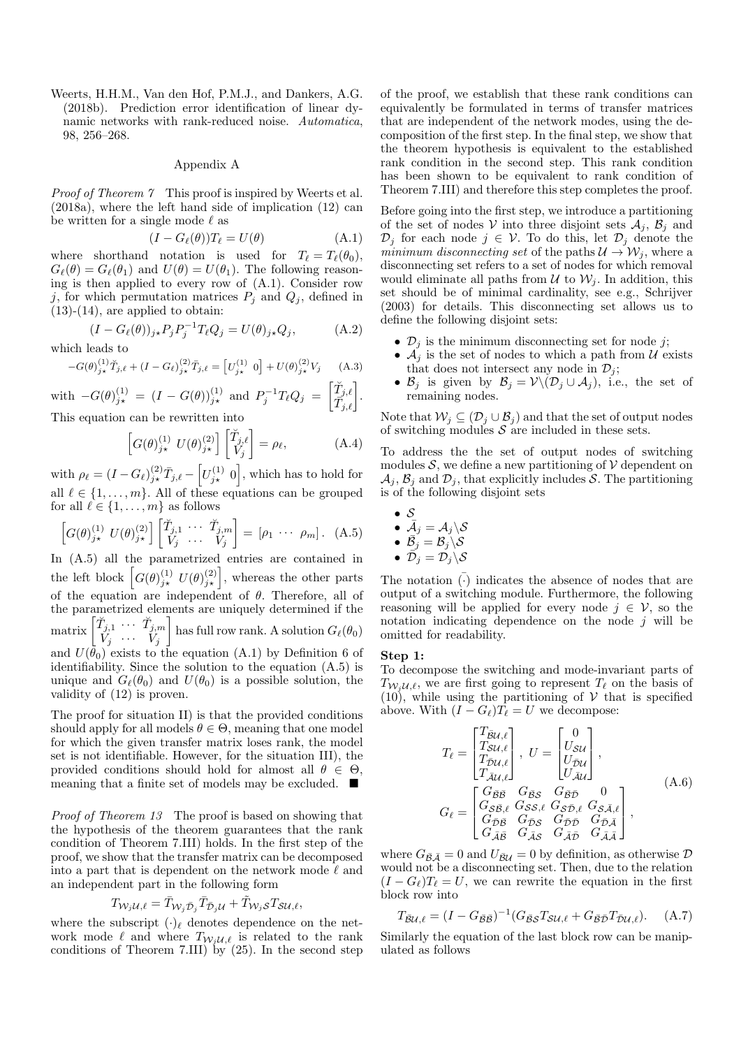Weerts, H.H.M., Van den Hof, P.M.J., and Dankers, A.G. (2018b). Prediction error identification of linear dynamic networks with rank-reduced noise. *Automatica*, 98, 256–268.

## Appendix A

*Proof of Theorem 7* This proof is inspired by Weerts et al. (2018a), where the left hand side of implication (12) can be written for a single mode $\ell$ as

$$(I - G_\ell(\theta))T_\ell = U(\theta) \tag{A.1}$$

where shorthand notation is used for $T_\ell = T_\ell(\theta_0)$, $G_\ell(\theta) = G_\ell(\theta_1)$ and $U(\theta) = U(\theta_1)$. The following reasoning is then applied to every row of (A.1). Consider row $j$, for which permutation matrices $P_j$ and $Q_j$, defined in (13)-(14), are applied to obtain:

$$(I - G_\ell(\theta))_{j\star} P_j P_j^{-1} T_\ell Q_j = U(\theta)_{j\star} Q_j, \tag{A.2}$$

which leads to

$$-G(\theta)^{(1)}_{j\star}\breve{T}_{j,\ell} + (I - G_\ell)^{(2)}_{j\star}\bar{T}_{j,\ell} = \begin{bmatrix} U^{(1)}_{j\star} & 0 \end{bmatrix} + U(\theta)^{(2)}_{j\star} V_j \tag{A.3}$$

with $-G(\theta)^{(1)}_{j\star} = (I - G(\theta))^{(1)}_{j\star}$ and $P_j^{-1} T_\ell Q_j = \begin{bmatrix} \breve{T}_{j,\ell} \\ \bar{T}_{j,\ell} \end{bmatrix}$. This equation can be rewritten into

$$\begin{bmatrix} G(\theta)^{(1)}_{j\star} & U(\theta)^{(2)}_{j\star} \end{bmatrix} \begin{bmatrix} \breve{T}_{j,\ell} \\ V_j \end{bmatrix} = \rho_\ell, \tag{A.4}$$

with $\rho_\ell = (I - G_\ell)^{(2)}_{j\star}\bar{T}_{j,\ell} - \begin{bmatrix} U^{(1)}_{j\star} & 0 \end{bmatrix}$, which has to hold for all $\ell \in \{1, \ldots, m\}$. All of these equations can be grouped for all $\ell \in \{1, \ldots, m\}$ as follows

$$\begin{bmatrix} G(\theta)^{(1)}_{j\star} & U(\theta)^{(2)}_{j\star} \end{bmatrix} \begin{bmatrix} \breve{T}_{j,1} & \cdots & \breve{T}_{j,m} \\ V_j & \cdots & V_j \end{bmatrix} = \begin{bmatrix} \rho_1 & \cdots & \rho_m \end{bmatrix}. \tag{A.5}$$

In (A.5) all the parametrized entries are contained in the left block $\begin{bmatrix} G(\theta)^{(1)}_{j\star} & U(\theta)^{(2)}_{j\star} \end{bmatrix}$, whereas the other parts of the equation are independent of $\theta$. Therefore, all of the parametrized elements are uniquely determined if the matrix $\begin{bmatrix} \breve{T}_{j,1} & \cdots & \breve{T}_{j,m} \\ V_j & \cdots & V_j \end{bmatrix}$ has full row rank. A solution $G_\ell(\theta_0)$ and $U(\theta_0)$ exists to the equation (A.1) by Definition 6 of identifiability. Since the solution to the equation (A.5) is unique and $G_\ell(\theta_0)$ and $U(\theta_0)$ is a possible solution, the validity of (12) is proven.

The proof for situation II) is that the provided conditions should apply for all models $\theta \in \Theta$, meaning that one model for which the given transfer matrix loses rank, the model set is not identifiable. However, for the situation III), the provided conditions should hold for almost all $\theta \in \Theta$, meaning that a finite set of models may be excluded. ■

*Proof of Theorem 13* The proof is based on showing that the hypothesis of the theorem guarantees that the rank condition of Theorem 7.III) holds. In the first step of the proof, we show that the transfer matrix can be decomposed into a part that is dependent on the network mode $\ell$ and an independent part in the following form

$$T_{\mathcal{W}_j\mathcal{U},\ell} = \bar{T}_{\mathcal{W}_j\bar{\mathcal{D}}_j}\bar{T}_{\bar{\mathcal{D}}_j\mathcal{U}} + \tilde{T}_{\mathcal{W}_j\mathcal{S}}T_{\mathcal{S}\mathcal{U},\ell},$$

where the subscript $(\cdot)_\ell$ denotes dependence on the network mode $\ell$ and where $T_{\mathcal{W}_j\mathcal{U},\ell}$ is related to the rank conditions of Theorem 7.III) by (25). In the second step of the proof, we establish that these rank conditions can equivalently be formulated in terms of transfer matrices that are independent of the network modes, using the decomposition of the first step. In the final step, we show that the theorem hypothesis is equivalent to the established rank condition in the second step. This rank condition has been shown to be equivalent to rank condition of Theorem 7.III) and therefore this step completes the proof.

Before going into the first step, we introduce a partitioning of the set of nodes $\mathcal{V}$ into three disjoint sets $\mathcal{A}_j$, $\mathcal{B}_j$ and $\mathcal{D}_j$ for each node $j \in \mathcal{V}$. To do this, let $\mathcal{D}_j$ denote the *minimum disconnecting set* of the paths $\mathcal{U} \to \mathcal{W}_j$, where a disconnecting set refers to a set of nodes for which removal would eliminate all paths from $\mathcal{U}$ to $\mathcal{W}_j$. In addition, this set should be of minimal cardinality, see e.g., Schrijver (2003) for details. This disconnecting set allows us to define the following disjoint sets:

- $\mathcal{D}_j$ is the minimum disconnecting set for node $j$;
- $\mathcal{A}_j$ is the set of nodes to which a path from $\mathcal{U}$ exists that does not intersect any node in $\mathcal{D}_j$;
- $\mathcal{B}_j$ is given by $\mathcal{B}_j = \mathcal{V}\backslash(\mathcal{D}_j \cup \mathcal{A}_j)$, i.e., the set of remaining nodes.

Note that $\mathcal{W}_j \subseteq (\mathcal{D}_j \cup \mathcal{B}_j)$ and that the set of output nodes of switching modules $\mathcal{S}$ are included in these sets.

To address the the set of output nodes of switching modules $\mathcal{S}$, we define a new partitioning of $\mathcal{V}$ dependent on $\mathcal{A}_j$, $\mathcal{B}_j$ and $\mathcal{D}_j$, that explicitly includes $\mathcal{S}$. The partitioning is of the following disjoint sets

- $\mathcal{S}$
- $\bar{\mathcal{A}}_j = \mathcal{A}_j\backslash\mathcal{S}$
- $\bar{\mathcal{B}}_j = \mathcal{B}_j\backslash\mathcal{S}$
- $\bar{\mathcal{D}}_j = \mathcal{D}_j\backslash\mathcal{S}$

The notation $\bar{(\cdot)}$ indicates the absence of nodes that are output of a switching module. Furthermore, the following reasoning will be applied for every node $j \in \mathcal{V}$, so the notation indicating dependence on the node $j$ will be omitted for readability.

**Step 1:**
To decompose the switching and mode-invariant parts of $T_{\mathcal{W}_j\mathcal{U},\ell}$, we are first going to represent $T_\ell$ on the basis of (10), while using the partitioning of $\mathcal{V}$ that is specified above. With $(I - G_\ell)T_\ell = U$ we decompose:

$$T_\ell = \begin{bmatrix} T_{\bar{\mathcal{B}}\mathcal{U},\ell} \\ T_{\mathcal{S}\mathcal{U},\ell} \\ T_{\bar{\mathcal{D}}\mathcal{U},\ell} \\ T_{\bar{\mathcal{A}}\mathcal{U},\ell} \end{bmatrix}, \; U = \begin{bmatrix} 0 \\ U_{\mathcal{S}\mathcal{U}} \\ U_{\bar{\mathcal{D}}\mathcal{U}} \\ U_{\bar{\mathcal{A}}\mathcal{U}} \end{bmatrix},$$
$$G_\ell = \begin{bmatrix} G_{\bar{\mathcal{B}}\bar{\mathcal{B}}} & G_{\bar{\mathcal{B}}\mathcal{S}} & G_{\bar{\mathcal{B}}\bar{\mathcal{D}}} & 0 \\ G_{\mathcal{S}\bar{\mathcal{B}},\ell} & G_{\mathcal{S}\mathcal{S},\ell} & G_{\mathcal{S}\bar{\mathcal{D}},\ell} & G_{\mathcal{S}\bar{\mathcal{A}},\ell} \\ G_{\bar{\mathcal{D}}\bar{\mathcal{B}}} & G_{\bar{\mathcal{D}}\mathcal{S}} & G_{\bar{\mathcal{D}}\bar{\mathcal{D}}} & G_{\bar{\mathcal{D}}\bar{\mathcal{A}}} \\ G_{\bar{\mathcal{A}}\bar{\mathcal{B}}} & G_{\bar{\mathcal{A}}\mathcal{S}} & G_{\bar{\mathcal{A}}\bar{\mathcal{D}}} & G_{\bar{\mathcal{A}}\bar{\mathcal{A}}} \end{bmatrix}, \tag{A.6}$$

where $G_{\bar{\mathcal{B}}\bar{\mathcal{A}}} = 0$ and $U_{\bar{\mathcal{B}}\mathcal{U}} = 0$ by definition, as otherwise $\mathcal{D}$ would not be a disconnecting set. Then, due to the relation $(I - G_\ell)T_\ell = U$, we can rewrite the equation in the first block row into

$$T_{\bar{\mathcal{B}}\mathcal{U},\ell} = (I - G_{\bar{\mathcal{B}}\bar{\mathcal{B}}})^{-1}(G_{\bar{\mathcal{B}}\mathcal{S}}T_{\mathcal{S}\mathcal{U},\ell} + G_{\bar{\mathcal{B}}\bar{\mathcal{D}}}T_{\bar{\mathcal{D}}\mathcal{U},\ell}). \tag{A.7}$$

Similarly the equation of the last block row can be manipulated as follows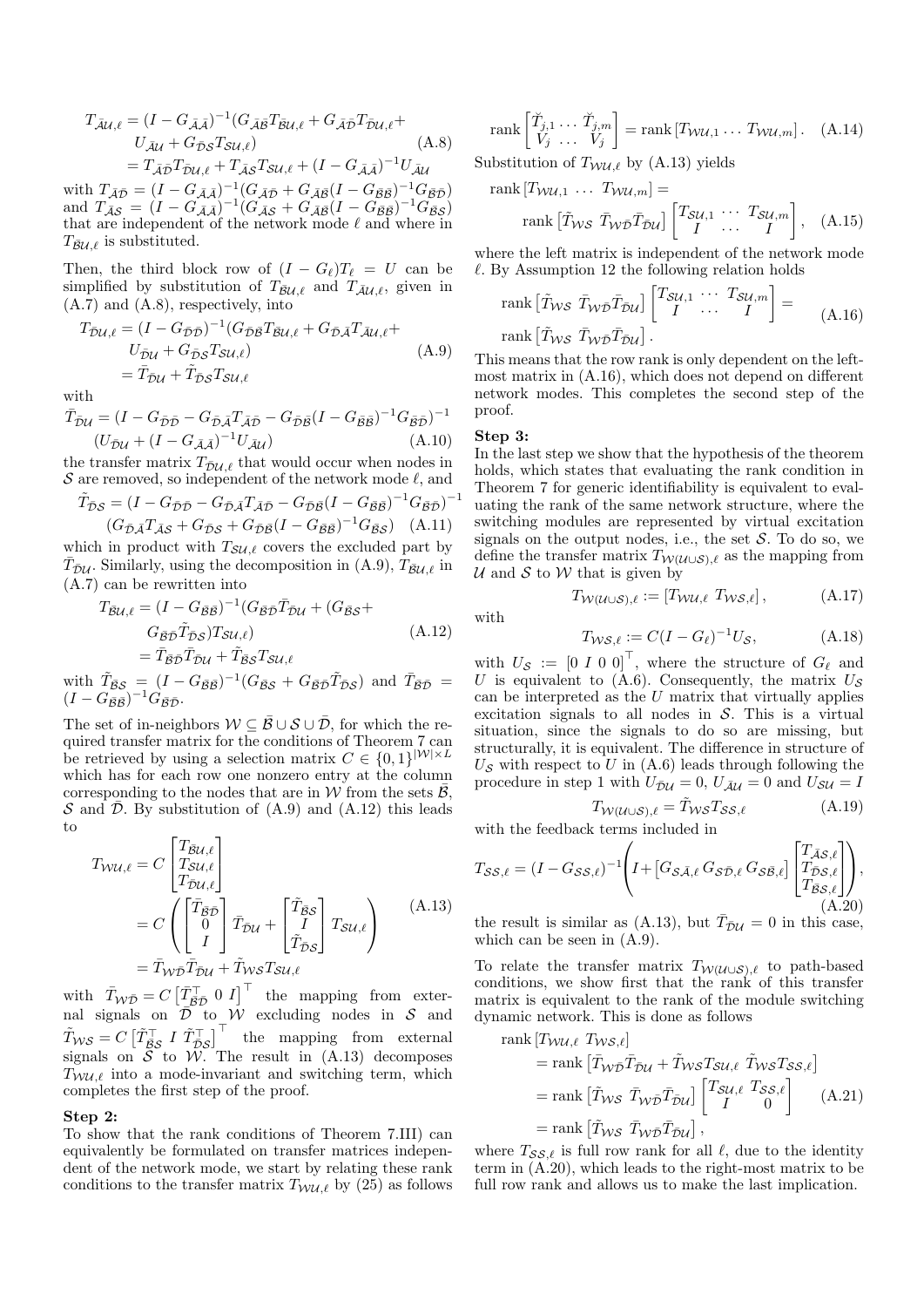$$
\begin{aligned}
T_{\bar{\mathcal{A}}\mathcal{U},\ell} &= (I - G_{\bar{\mathcal{A}}\bar{\mathcal{A}}})^{-1}(G_{\bar{\mathcal{A}}\bar{\mathcal{B}}}T_{\bar{\mathcal{B}}\mathcal{U},\ell} + G_{\bar{\mathcal{A}}\bar{\mathcal{D}}}T_{\bar{\mathcal{D}}\mathcal{U},\ell} + \\
&\quad U_{\bar{\mathcal{A}}\mathcal{U}} + G_{\bar{\mathcal{D}}\mathcal{S}}T_{\mathcal{S}\mathcal{U},\ell}) \qquad \text{(A.8)}\\
&= T_{\bar{\mathcal{A}}\bar{\mathcal{D}}}T_{\bar{\mathcal{D}}\mathcal{U},\ell} + T_{\bar{\mathcal{A}}\mathcal{S}}T_{\mathcal{S}\mathcal{U},\ell} + (I - G_{\bar{\mathcal{A}}\bar{\mathcal{A}}})^{-1}U_{\bar{\mathcal{A}}\mathcal{U}}
\end{aligned}
$$

with $T_{\bar{\mathcal{A}}\bar{\mathcal{D}}} = (I - G_{\bar{\mathcal{A}}\bar{\mathcal{A}}})^{-1}(G_{\bar{\mathcal{A}}\bar{\mathcal{D}}} + G_{\bar{\mathcal{A}}\bar{\mathcal{B}}}(I - G_{\bar{\mathcal{B}}\bar{\mathcal{B}}})^{-1}G_{\bar{\mathcal{B}}\bar{\mathcal{D}}})$ and $T_{\bar{\mathcal{A}}\mathcal{S}} = (I - G_{\bar{\mathcal{A}}\bar{\mathcal{A}}})^{-1}(G_{\bar{\mathcal{A}}\mathcal{S}} + G_{\bar{\mathcal{A}}\bar{\mathcal{B}}}(I - G_{\bar{\mathcal{B}}\bar{\mathcal{B}}})^{-1}G_{\bar{\mathcal{B}}\mathcal{S}})$ that are independent of the network mode $\ell$ and where in $T_{\bar{\mathcal{B}}\mathcal{U},\ell}$ is substituted.

Then, the third block row of $(I - G_\ell)T_\ell = U$ can be simplified by substitution of $T_{\bar{\mathcal{B}}\mathcal{U},\ell}$ and $T_{\bar{\mathcal{A}}\mathcal{U},\ell}$, given in (A.7) and (A.8), respectively, into

$$
\begin{aligned}
T_{\bar{\mathcal{D}}\mathcal{U},\ell} &= (I - G_{\bar{\mathcal{D}}\bar{\mathcal{D}}})^{-1}(G_{\bar{\mathcal{D}}\bar{\mathcal{B}}}T_{\bar{\mathcal{B}}\mathcal{U},\ell} + G_{\bar{\mathcal{D}}\bar{\mathcal{A}}}T_{\bar{\mathcal{A}}\mathcal{U},\ell} + \\
&\quad U_{\bar{\mathcal{D}}\mathcal{U}} + G_{\bar{\mathcal{D}}\mathcal{S}}T_{\mathcal{S}\mathcal{U},\ell}) \qquad \text{(A.9)}\\
&= \bar{T}_{\bar{\mathcal{D}}\mathcal{U}} + \tilde{T}_{\bar{\mathcal{D}}\mathcal{S}}T_{\mathcal{S}\mathcal{U},\ell}
\end{aligned}
$$

with

$$
\begin{aligned}
\bar{T}_{\bar{\mathcal{D}}\mathcal{U}} &= (I - G_{\bar{\mathcal{D}}\bar{\mathcal{D}}} - G_{\bar{\mathcal{D}}\bar{\mathcal{A}}}T_{\bar{\mathcal{A}}\bar{\mathcal{D}}} - G_{\bar{\mathcal{D}}\bar{\mathcal{B}}}(I - G_{\bar{\mathcal{B}}\bar{\mathcal{B}}})^{-1}G_{\bar{\mathcal{B}}\bar{\mathcal{D}}})^{-1}\\
&\quad (U_{\bar{\mathcal{D}}\mathcal{U}} + (I - G_{\bar{\mathcal{A}}\bar{\mathcal{A}}})^{-1}U_{\bar{\mathcal{A}}\mathcal{U}}) \qquad \text{(A.10)}
\end{aligned}
$$

the transfer matrix $T_{\bar{\mathcal{D}}\mathcal{U},\ell}$ that would occur when nodes in $\mathcal{S}$ are removed, so independent of the network mode $\ell$, and

$$
\begin{aligned}
\tilde{T}_{\bar{\mathcal{D}}\mathcal{S}} &= (I - G_{\bar{\mathcal{D}}\bar{\mathcal{D}}} - G_{\bar{\mathcal{D}}\bar{\mathcal{A}}}T_{\bar{\mathcal{A}}\bar{\mathcal{D}}} - G_{\bar{\mathcal{D}}\bar{\mathcal{B}}}(I - G_{\bar{\mathcal{B}}\bar{\mathcal{B}}})^{-1}G_{\bar{\mathcal{B}}\bar{\mathcal{D}}})^{-1}\\
&\quad (G_{\bar{\mathcal{D}}\bar{\mathcal{A}}}T_{\bar{\mathcal{A}}\mathcal{S}} + G_{\bar{\mathcal{D}}\mathcal{S}} + G_{\bar{\mathcal{D}}\bar{\mathcal{B}}}(I - G_{\bar{\mathcal{B}}\bar{\mathcal{B}}})^{-1}G_{\bar{\mathcal{B}}\mathcal{S}}) \qquad \text{(A.11)}
\end{aligned}
$$

which in product with $T_{\mathcal{S}\mathcal{U},\ell}$ covers the excluded part by $\bar{T}_{\bar{\mathcal{D}}\mathcal{U}}$. Similarly, using the decomposition in (A.9), $T_{\bar{\mathcal{B}}\mathcal{U},\ell}$ in (A.7) can be rewritten into

$$
\begin{aligned}
T_{\bar{\mathcal{B}}\mathcal{U},\ell} &= (I - G_{\bar{\mathcal{B}}\bar{\mathcal{B}}})^{-1}(G_{\bar{\mathcal{B}}\bar{\mathcal{D}}}\bar{T}_{\bar{\mathcal{D}}\mathcal{U}} + (G_{\bar{\mathcal{B}}\mathcal{S}} + \\
&\quad G_{\bar{\mathcal{B}}\bar{\mathcal{D}}}\tilde{T}_{\bar{\mathcal{D}}\mathcal{S}})T_{\mathcal{S}\mathcal{U},\ell}) \qquad \text{(A.12)}\\
&= \bar{T}_{\bar{\mathcal{B}}\bar{\mathcal{D}}}\bar{T}_{\bar{\mathcal{D}}\mathcal{U}} + \tilde{T}_{\bar{\mathcal{B}}\mathcal{S}}T_{\mathcal{S}\mathcal{U},\ell}
\end{aligned}
$$

with $\tilde{T}_{\bar{\mathcal{B}}\mathcal{S}} = (I - G_{\bar{\mathcal{B}}\bar{\mathcal{B}}})^{-1}(G_{\bar{\mathcal{B}}\mathcal{S}} + G_{\bar{\mathcal{B}}\bar{\mathcal{D}}}\tilde{T}_{\bar{\mathcal{D}}\mathcal{S}})$ and $\bar{T}_{\bar{\mathcal{B}}\bar{\mathcal{D}}} = (I - G_{\bar{\mathcal{B}}\bar{\mathcal{B}}})^{-1}G_{\bar{\mathcal{B}}\bar{\mathcal{D}}}$.

The set of in-neighbors $\mathcal{W} \subseteq \bar{\mathcal{B}} \cup \mathcal{S} \cup \bar{\mathcal{D}}$, for which the required transfer matrix for the conditions of Theorem 7 can be retrieved by using a selection matrix $C \in \{0,1\}^{|\mathcal{W}|\times L}$ which has for each row one nonzero entry at the column corresponding to the nodes that are in $\mathcal{W}$ from the sets $\bar{\mathcal{B}}$, $\mathcal{S}$ and $\bar{\mathcal{D}}$. By substitution of (A.9) and (A.12) this leads to

$$
\begin{aligned}
T_{\mathcal{W}\mathcal{U},\ell} &= C\begin{bmatrix} T_{\bar{\mathcal{B}}\mathcal{U},\ell}\\ T_{\mathcal{S}\mathcal{U},\ell}\\ T_{\bar{\mathcal{D}}\mathcal{U},\ell}\end{bmatrix}\\
&= C\left(\begin{bmatrix}\bar{T}_{\bar{\mathcal{B}}\bar{\mathcal{D}}}\\ 0\\ I\end{bmatrix}\bar{T}_{\bar{\mathcal{D}}\mathcal{U}} + \begin{bmatrix}\tilde{T}_{\bar{\mathcal{B}}\mathcal{S}}\\ I\\ \tilde{T}_{\bar{\mathcal{D}}\mathcal{S}}\end{bmatrix}T_{\mathcal{S}\mathcal{U},\ell}\right) \qquad \text{(A.13)}\\
&= \bar{T}_{\mathcal{W}\bar{\mathcal{D}}}\bar{T}_{\bar{\mathcal{D}}\mathcal{U}} + \tilde{T}_{\mathcal{W}\mathcal{S}}T_{\mathcal{S}\mathcal{U},\ell}
\end{aligned}
$$

with $\bar{T}_{\mathcal{W}\bar{\mathcal{D}}} = C\begin{bmatrix}\bar{T}_{\bar{\mathcal{B}}\bar{\mathcal{D}}}^\top & 0 & I\end{bmatrix}^\top$ the mapping from external signals on $\bar{\mathcal{D}}$ to $\mathcal{W}$ excluding nodes in $\mathcal{S}$ and $\tilde{T}_{\mathcal{W}\mathcal{S}} = C\begin{bmatrix}\tilde{T}_{\bar{\mathcal{B}}\mathcal{S}}^\top & I & \tilde{T}_{\bar{\mathcal{D}}\mathcal{S}}^\top\end{bmatrix}^\top$ the mapping from external signals on $\mathcal{S}$ to $\mathcal{W}$. The result in (A.13) decomposes $T_{\mathcal{W}\mathcal{U},\ell}$ into a mode-invariant and switching term, which completes the first step of the proof.

**Step 2:**
To show that the rank conditions of Theorem 7.III) can equivalently be formulated on transfer matrices independent of the network mode, we start by relating these rank conditions to the transfer matrix $T_{\mathcal{W}\mathcal{U},\ell}$ by (25) as follows

$$
\operatorname{rank}\begin{bmatrix}\check{T}_{j,1} & \dots & \check{T}_{j,m}\\ \check{V}_j & \dots & \check{V}_j\end{bmatrix} = \operatorname{rank}\left[T_{\mathcal{W}\mathcal{U},1} \dots T_{\mathcal{W}\mathcal{U},m}\right]. \quad \text{(A.14)}
$$

Substitution of $T_{\mathcal{W}\mathcal{U},\ell}$ by (A.13) yields

$$
\begin{aligned}
&\operatorname{rank}\left[T_{\mathcal{W}\mathcal{U},1} \dots T_{\mathcal{W}\mathcal{U},m}\right] = \\
&\qquad \operatorname{rank}\left[\tilde{T}_{\mathcal{W}\mathcal{S}} \ \bar{T}_{\mathcal{W}\bar{\mathcal{D}}}\bar{T}_{\bar{\mathcal{D}}\mathcal{U}}\right]\begin{bmatrix}T_{\mathcal{S}\mathcal{U},1} & \cdots & T_{\mathcal{S}\mathcal{U},m}\\ I & \dots & I\end{bmatrix}, \quad \text{(A.15)}
\end{aligned}
$$

where the left matrix is independent of the network mode $\ell$. By Assumption 12 the following relation holds

$$
\begin{aligned}
&\operatorname{rank}\left[\tilde{T}_{\mathcal{W}\mathcal{S}} \ \bar{T}_{\mathcal{W}\bar{\mathcal{D}}}\bar{T}_{\bar{\mathcal{D}}\mathcal{U}}\right]\begin{bmatrix}T_{\mathcal{S}\mathcal{U},1} & \cdots & T_{\mathcal{S}\mathcal{U},m}\\ I & \dots & I\end{bmatrix} = \\
&\operatorname{rank}\left[\tilde{T}_{\mathcal{W}\mathcal{S}} \ \bar{T}_{\mathcal{W}\bar{\mathcal{D}}}\bar{T}_{\bar{\mathcal{D}}\mathcal{U}}\right].
\end{aligned} \quad \text{(A.16)}
$$

This means that the row rank is only dependent on the left-most matrix in (A.16), which does not depend on different network modes. This completes the second step of the proof.

**Step 3:**
In the last step we show that the hypothesis of the theorem holds, which states that evaluating the rank condition in Theorem 7 for generic identifiability is equivalent to evaluating the rank of the same network structure, where the switching modules are represented by virtual excitation signals on the output nodes, i.e., the set $\mathcal{S}$. To do so, we define the transfer matrix $T_{\mathcal{W}(\mathcal{U}\cup\mathcal{S}),\ell}$ as the mapping from $\mathcal{U}$ and $\mathcal{S}$ to $\mathcal{W}$ that is given by

$$
T_{\mathcal{W}(\mathcal{U}\cup\mathcal{S}),\ell} := \left[T_{\mathcal{W}\mathcal{U},\ell} \ T_{\mathcal{W}\mathcal{S},\ell}\right], \quad \text{(A.17)}
$$

with

$$
T_{\mathcal{W}\mathcal{S},\ell} := C(I - G_\ell)^{-1}U_{\mathcal{S}}, \quad \text{(A.18)}
$$

with $U_{\mathcal{S}} := \begin{bmatrix}0 & I & 0 & 0\end{bmatrix}^\top$, where the structure of $G_\ell$ and $U$ is equivalent to (A.6). Consequently, the matrix $U_{\mathcal{S}}$ can be interpreted as the $U$ matrix that virtually applies excitation signals to all nodes in $\mathcal{S}$. This is a virtual situation, since the signals to do so are missing, but structurally, it is equivalent. The difference in structure of $U_{\mathcal{S}}$ with respect to $U$ in (A.6) leads through following the procedure in step 1 with $U_{\bar{\mathcal{D}}\mathcal{U}} = 0$, $U_{\bar{\mathcal{A}}\mathcal{U}} = 0$ and $U_{\mathcal{S}\mathcal{U}} = I$

$$
T_{\mathcal{W}(\mathcal{U}\cup\mathcal{S}),\ell} = \tilde{T}_{\mathcal{W}\mathcal{S}}T_{\mathcal{S}\mathcal{S},\ell} \quad \text{(A.19)}
$$

with the feedback terms included in

$$
T_{\mathcal{S}\mathcal{S},\ell} = (I - G_{\mathcal{S}\mathcal{S},\ell})^{-1}\left(I + \left[G_{\mathcal{S}\bar{\mathcal{A}},\ell} \ G_{\mathcal{S}\bar{\mathcal{D}},\ell} \ G_{\mathcal{S}\bar{\mathcal{B}},\ell}\right]\begin{bmatrix}T_{\bar{\mathcal{A}}\mathcal{S},\ell}\\ T_{\bar{\mathcal{D}}\mathcal{S},\ell}\\ T_{\bar{\mathcal{B}}\mathcal{S},\ell}\end{bmatrix}\right), \quad \text{(A.20)}
$$

the result is similar as (A.13), but $\bar{T}_{\bar{\mathcal{D}}\mathcal{U}} = 0$ in this case, which can be seen in (A.9).

To relate the transfer matrix $T_{\mathcal{W}(\mathcal{U}\cup\mathcal{S}),\ell}$ to path-based conditions, we show first that the rank of this transfer matrix is equivalent to the rank of the module switching dynamic network. This is done as follows

$$
\begin{aligned}
&\operatorname{rank}\left[T_{\mathcal{W}\mathcal{U},\ell} \ T_{\mathcal{W}\mathcal{S},\ell}\right]\\
&\quad = \operatorname{rank}\left[\bar{T}_{\mathcal{W}\bar{\mathcal{D}}}\bar{T}_{\bar{\mathcal{D}}\mathcal{U}} + \tilde{T}_{\mathcal{W}\mathcal{S}}T_{\mathcal{S}\mathcal{U},\ell} \ \ \tilde{T}_{\mathcal{W}\mathcal{S}}T_{\mathcal{S}\mathcal{S},\ell}\right]\\
&\quad = \operatorname{rank}\left[\tilde{T}_{\mathcal{W}\mathcal{S}} \ \bar{T}_{\mathcal{W}\bar{\mathcal{D}}}\bar{T}_{\bar{\mathcal{D}}\mathcal{U}}\right]\begin{bmatrix}T_{\mathcal{S}\mathcal{U},\ell} & T_{\mathcal{S}\mathcal{S},\ell}\\ I & 0\end{bmatrix} \qquad \text{(A.21)}\\
&\quad = \operatorname{rank}\left[\tilde{T}_{\mathcal{W}\mathcal{S}} \ \bar{T}_{\mathcal{W}\bar{\mathcal{D}}}\bar{T}_{\bar{\mathcal{D}}\mathcal{U}}\right],
\end{aligned}
$$

where $T_{\mathcal{S}\mathcal{S},\ell}$ is full row rank for all $\ell$, due to the identity term in (A.20), which leads to the right-most matrix to be full row rank and allows us to make the last implication.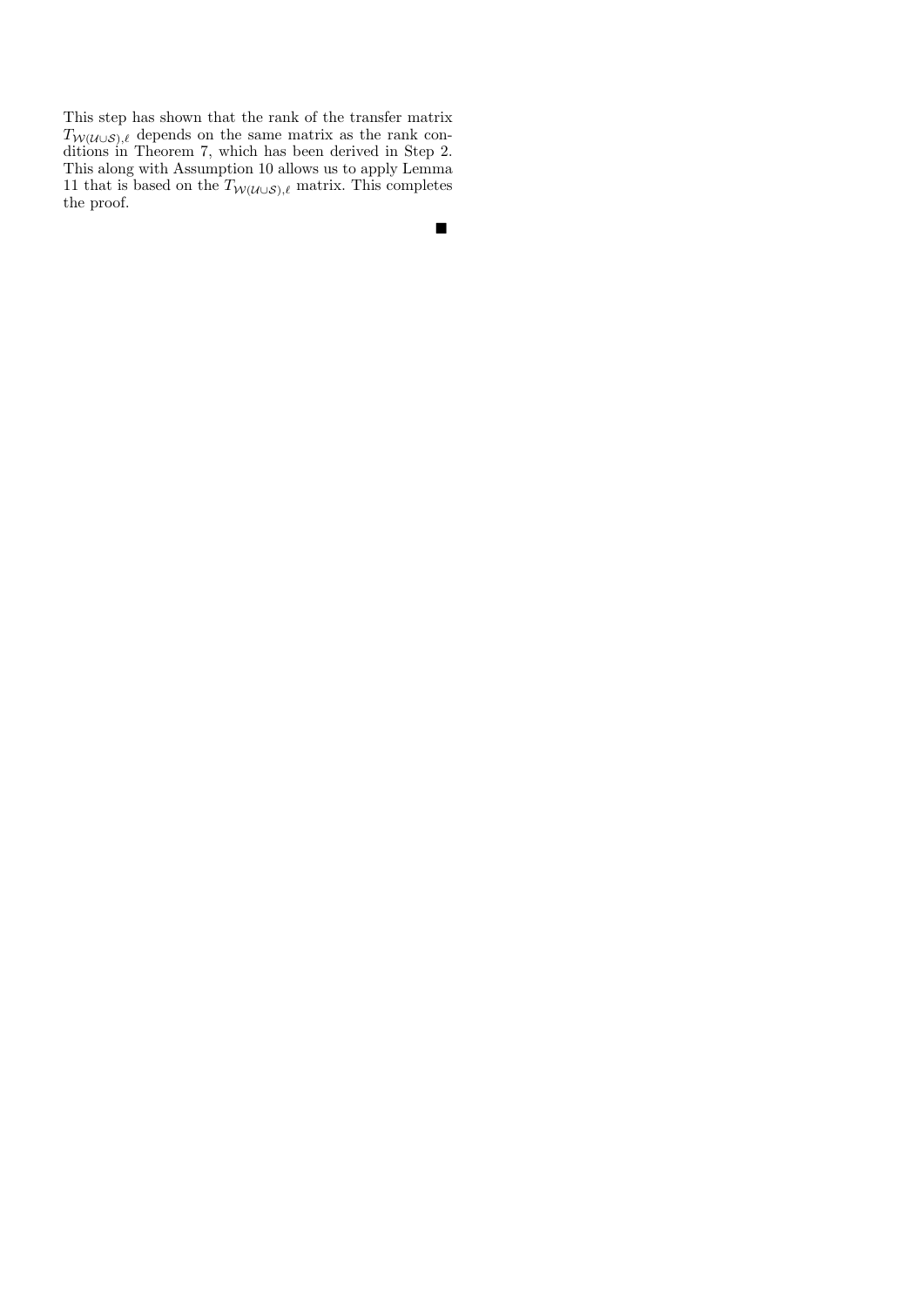This step has shown that the rank of the transfer matrix $T_{\mathcal{W}(\mathcal{U}\cup\mathcal{S}),\ell}$ depends on the same matrix as the rank conditions in Theorem 7, which has been derived in Step 2. This along with Assumption 10 allows us to apply Lemma 11 that is based on the $T_{\mathcal{W}(\mathcal{U}\cup\mathcal{S}),\ell}$ matrix. This completes the proof.

■